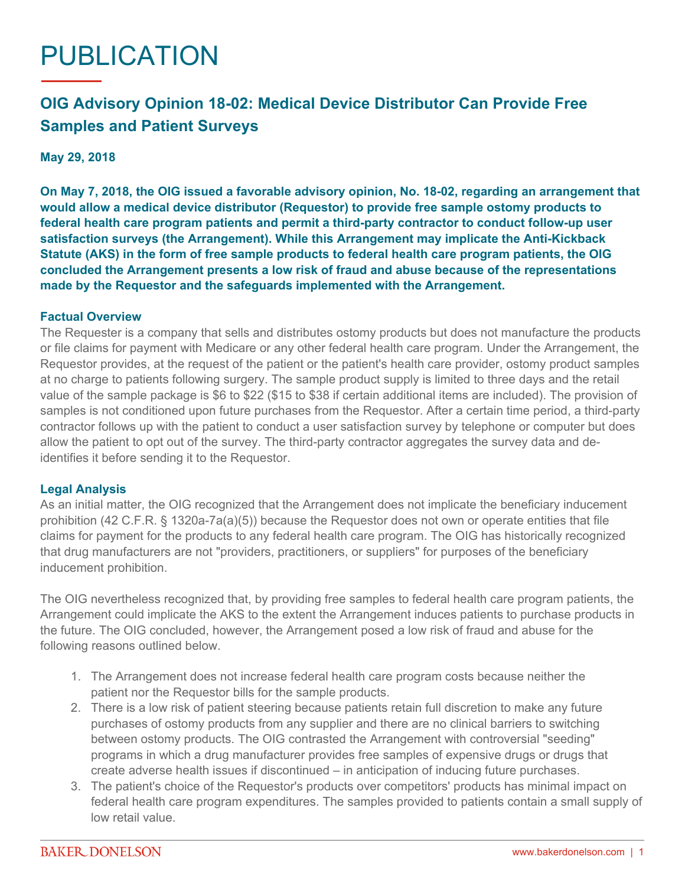# PUBLICATION

## OIG Advisory Opinion 18-02: Medical Device Distributor Can Provide Free Samples and Patient Surveys

**May 29, 2018**

**On May 7, 2018, the OIG issued a favorable advisory opinion, No. 18-02, regarding an arrangement that would allow a medical device distributor (Requestor) to provide free sample ostomy products to federal health care program patients and permit a third-party contractor to conduct follow-up user satisfaction surveys (the Arrangement). While this Arrangement may implicate the Anti-Kickback Statute (AKS) in the form of free sample products to federal health care program patients, the OIG concluded the Arrangement presents a low risk of fraud and abuse because of the representations made by the Requestor and the safeguards implemented with the Arrangement.**

### Factual Overview

The Requester is a company that sells and distributes ostomy products but does not manufacture the products or file claims for payment with Medicare or any other federal health care program. Under the Arrangement, the Requestor provides, at the request of the patient or the patient's health care provider, ostomy product samples at no charge to patients following surgery. The sample product supply is limited to three days and the retail value of the sample package is $6 to $22 ($15 to $38 if certain additional items are included). The provision of samples is not conditioned upon future purchases from the Requestor. After a certain time period, a third-party contractor follows up with the patient to conduct a user satisfaction survey by telephone or computer but does allow the patient to opt out of the survey. The third-party contractor aggregates the survey data and de-identifies it before sending it to the Requestor.

### Legal Analysis

As an initial matter, the OIG recognized that the Arrangement does not implicate the beneficiary inducement prohibition (42 C.F.R. § 1320a-7a(a)(5)) because the Requestor does not own or operate entities that file claims for payment for the products to any federal health care program. The OIG has historically recognized that drug manufacturers are not "providers, practitioners, or suppliers" for purposes of the beneficiary inducement prohibition.

The OIG nevertheless recognized that, by providing free samples to federal health care program patients, the Arrangement could implicate the AKS to the extent the Arrangement induces patients to purchase products in the future. The OIG concluded, however, the Arrangement posed a low risk of fraud and abuse for the following reasons outlined below.

1. The Arrangement does not increase federal health care program costs because neither the patient nor the Requestor bills for the sample products.
2. There is a low risk of patient steering because patients retain full discretion to make any future purchases of ostomy products from any supplier and there are no clinical barriers to switching between ostomy products. The OIG contrasted the Arrangement with controversial "seeding" programs in which a drug manufacturer provides free samples of expensive drugs or drugs that create adverse health issues if discontinued – in anticipation of inducing future purchases.
3. The patient's choice of the Requestor's products over competitors' products has minimal impact on federal health care program expenditures. The samples provided to patients contain a small supply of low retail value.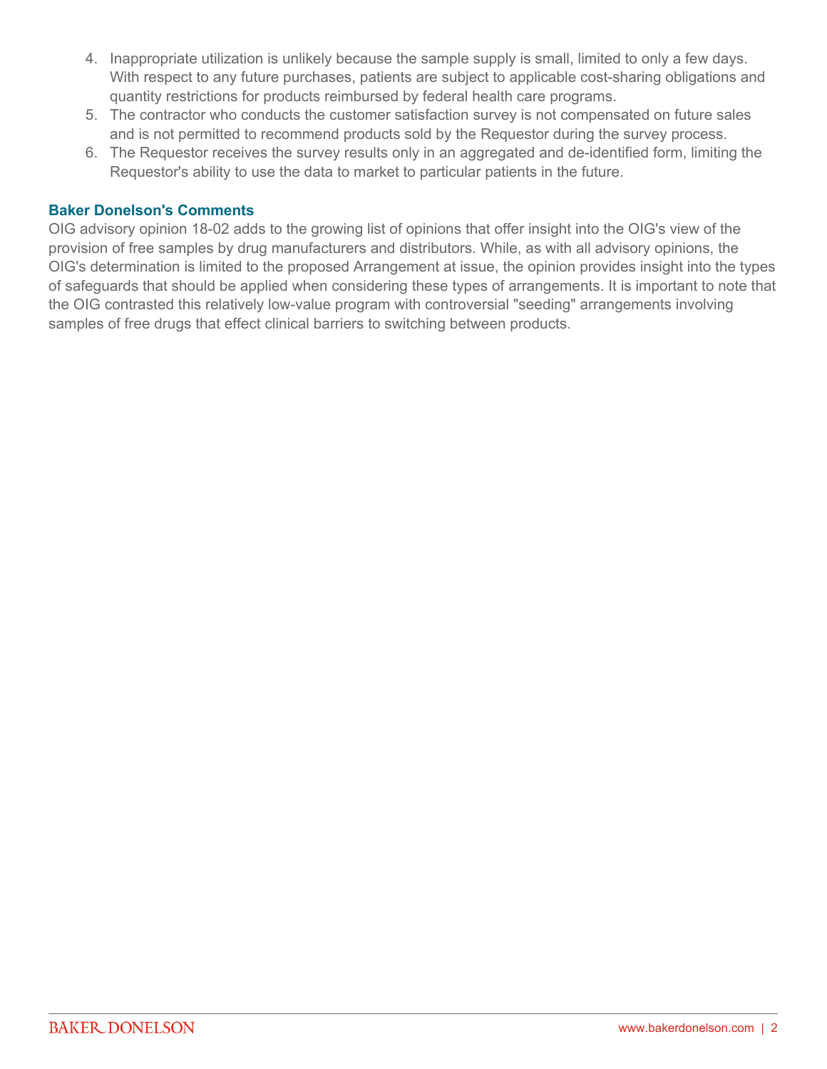4. Inappropriate utilization is unlikely because the sample supply is small, limited to only a few days. With respect to any future purchases, patients are subject to applicable cost-sharing obligations and quantity restrictions for products reimbursed by federal health care programs.
5. The contractor who conducts the customer satisfaction survey is not compensated on future sales and is not permitted to recommend products sold by the Requestor during the survey process.
6. The Requestor receives the survey results only in an aggregated and de-identified form, limiting the Requestor's ability to use the data to market to particular patients in the future.

### Baker Donelson's Comments

OIG advisory opinion 18-02 adds to the growing list of opinions that offer insight into the OIG's view of the provision of free samples by drug manufacturers and distributors. While, as with all advisory opinions, the OIG's determination is limited to the proposed Arrangement at issue, the opinion provides insight into the types of safeguards that should be applied when considering these types of arrangements. It is important to note that the OIG contrasted this relatively low-value program with controversial "seeding" arrangements involving samples of free drugs that effect clinical barriers to switching between products.